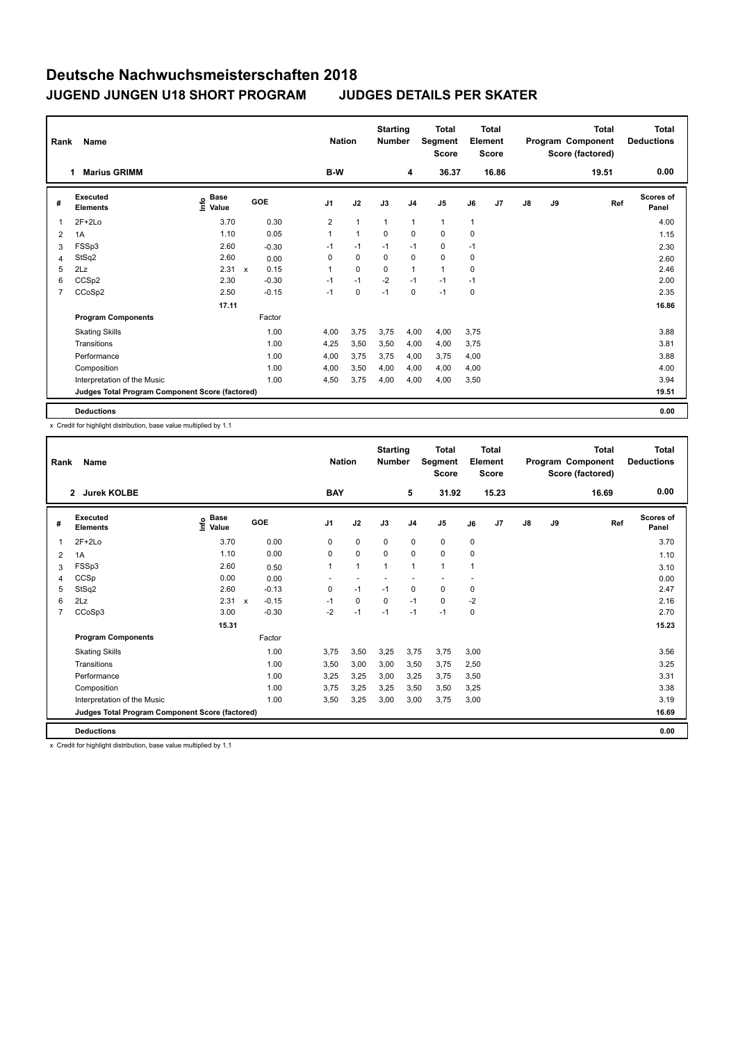# Deutsche Nachwuchsmeisterschaften 2018

## JUGEND JUNGEN U18 SHORT PROGRAM    JUDGES DETAILS PER SKATER

| Rank | Name | Nation | Starting Number | Total Segment Score | Total Element Score | Total Program Component Score (factored) | Total Deductions |
|---|---|---|---|---|---|---|---|
| 1 | Marius GRIMM | B-W | 4 | 36.37 | 16.86 | 19.51 | 0.00 |

| # | Executed Elements | Info | Base Value | | GOE | J1 | J2 | J3 | J4 | J5 | J6 | J7 | J8 | J9 | Ref | Scores of Panel |
|---|---|---|---|---|---|---|---|---|---|---|---|---|---|---|---|---|
| 1 | 2F+2Lo | | 3.70 | | 0.30 | 2 | 1 | 1 | 1 | 1 | 1 | | | | | 4.00 |
| 2 | 1A | | 1.10 | | 0.05 | 1 | 1 | 0 | 0 | 0 | 0 | | | | | 1.15 |
| 3 | FSSp3 | | 2.60 | | -0.30 | -1 | -1 | -1 | -1 | 0 | -1 | | | | | 2.30 |
| 4 | StSq2 | | 2.60 | | 0.00 | 0 | 0 | 0 | 0 | 0 | 0 | | | | | 2.60 |
| 5 | 2Lz | | 2.31 | x | 0.15 | 1 | 0 | 0 | 1 | 1 | 0 | | | | | 2.46 |
| 6 | CCSp2 | | 2.30 | | -0.30 | -1 | -1 | -2 | -1 | -1 | -1 | | | | | 2.00 |
| 7 | CCoSp2 | | 2.50 | | -0.15 | -1 | 0 | -1 | 0 | -1 | 0 | | | | | 2.35 |
| | | | 17.11 | | | | | | | | | | | | | 16.86 |
| | **Program Components** | | | | Factor | | | | | | | | | | | |
| | Skating Skills | | | | 1.00 | 4,00 | 3,75 | 3,75 | 4,00 | 4,00 | 3,75 | | | | | 3.88 |
| | Transitions | | | | 1.00 | 4,25 | 3,50 | 3,50 | 4,00 | 4,00 | 3,75 | | | | | 3.81 |
| | Performance | | | | 1.00 | 4,00 | 3,75 | 3,75 | 4,00 | 3,75 | 4,00 | | | | | 3.88 |
| | Composition | | | | 1.00 | 4,00 | 3,50 | 4,00 | 4,00 | 4,00 | 4,00 | | | | | 4.00 |
| | Interpretation of the Music | | | | 1.00 | 4,50 | 3,75 | 4,00 | 4,00 | 4,00 | 3,50 | | | | | 3.94 |
| | **Judges Total Program Component Score (factored)** | | | | | | | | | | | | | | | 19.51 |
| | **Deductions** | | | | | | | | | | | | | | | 0.00 |

x Credit for highlight distribution, base value multiplied by 1.1

| Rank | Name | Nation | Starting Number | Total Segment Score | Total Element Score | Total Program Component Score (factored) | Total Deductions |
|---|---|---|---|---|---|---|---|
| 2 | Jurek KOLBE | BAY | 5 | 31.92 | 15.23 | 16.69 | 0.00 |

| # | Executed Elements | Info | Base Value | | GOE | J1 | J2 | J3 | J4 | J5 | J6 | J7 | J8 | J9 | Ref | Scores of Panel |
|---|---|---|---|---|---|---|---|---|---|---|---|---|---|---|---|---|
| 1 | 2F+2Lo | | 3.70 | | 0.00 | 0 | 0 | 0 | 0 | 0 | 0 | | | | | 3.70 |
| 2 | 1A | | 1.10 | | 0.00 | 0 | 0 | 0 | 0 | 0 | 0 | | | | | 1.10 |
| 3 | FSSp3 | | 2.60 | | 0.50 | 1 | 1 | 1 | 1 | 1 | 1 | | | | | 3.10 |
| 4 | CCSp | | 0.00 | | 0.00 | - | - | - | - | - | - | | | | | 0.00 |
| 5 | StSq2 | | 2.60 | | -0.13 | 0 | -1 | -1 | 0 | 0 | 0 | | | | | 2.47 |
| 6 | 2Lz | | 2.31 | x | -0.15 | -1 | 0 | 0 | -1 | 0 | -2 | | | | | 2.16 |
| 7 | CCoSp3 | | 3.00 | | -0.30 | -2 | -1 | -1 | -1 | -1 | 0 | | | | | 2.70 |
| | | | 15.31 | | | | | | | | | | | | | 15.23 |
| | **Program Components** | | | | Factor | | | | | | | | | | | |
| | Skating Skills | | | | 1.00 | 3,75 | 3,50 | 3,25 | 3,75 | 3,75 | 3,00 | | | | | 3.56 |
| | Transitions | | | | 1.00 | 3,50 | 3,00 | 3,00 | 3,50 | 3,75 | 2,50 | | | | | 3.25 |
| | Performance | | | | 1.00 | 3,25 | 3,25 | 3,00 | 3,25 | 3,75 | 3,50 | | | | | 3.31 |
| | Composition | | | | 1.00 | 3,75 | 3,25 | 3,25 | 3,50 | 3,50 | 3,25 | | | | | 3.38 |
| | Interpretation of the Music | | | | 1.00 | 3,50 | 3,25 | 3,00 | 3,00 | 3,75 | 3,00 | | | | | 3.19 |
| | **Judges Total Program Component Score (factored)** | | | | | | | | | | | | | | | 16.69 |
| | **Deductions** | | | | | | | | | | | | | | | 0.00 |

x Credit for highlight distribution, base value multiplied by 1.1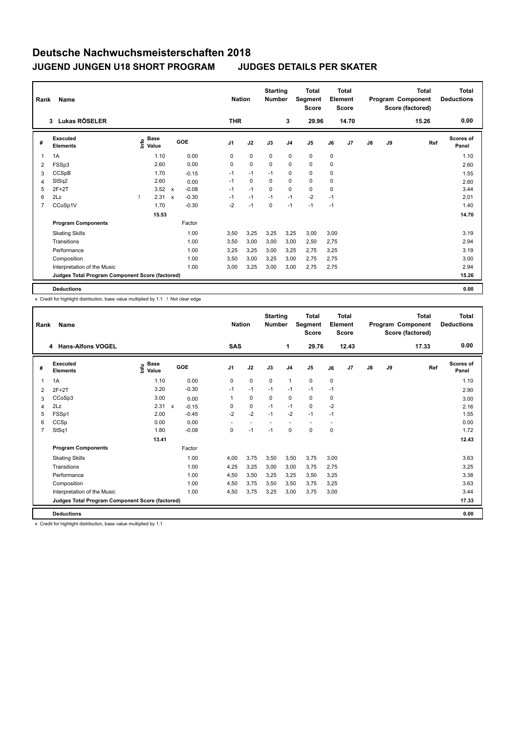# Deutsche Nachwuchsmeisterschaften 2018

## JUGEND JUNGEN U18 SHORT PROGRAM JUDGES DETAILS PER SKATER

| Rank | Name | Nation | Starting Number | Total Segment Score | Total Element Score | Total Program Component Score (factored) | Total Deductions |
|---|---|---|---|---|---|---|---|
| 3 | Lukas RÖSELER | THR | 3 | 29.96 | 14.70 | 15.26 | 0.00 |

| # | Executed Elements | Info | Base Value | | GOE | J1 | J2 | J3 | J4 | J5 | J6 | J7 | J8 | J9 | Ref | Scores of Panel |
|---|---|---|---|---|---|---|---|---|---|---|---|---|---|---|---|---|
| 1 | 1A | | 1.10 | | 0.00 | 0 | 0 | 0 | 0 | 0 | 0 | | | | | 1.10 |
| 2 | FSSp3 | | 2.60 | | 0.00 | 0 | 0 | 0 | 0 | 0 | 0 | | | | | 2.60 |
| 3 | CCSpB | | 1.70 | | -0.15 | -1 | -1 | -1 | 0 | 0 | 0 | | | | | 1.55 |
| 4 | StSq2 | | 2.60 | | 0.00 | -1 | 0 | 0 | 0 | 0 | 0 | | | | | 2.60 |
| 5 | 2F+2T | | 3.52 | x | -0.08 | -1 | -1 | 0 | 0 | 0 | 0 | | | | | 3.44 |
| 6 | 2Lz | ! | 2.31 | x | -0.30 | -1 | -1 | -1 | -1 | -2 | -1 | | | | | 2.01 |
| 7 | CCoSp1V | | 1.70 | | -0.30 | -2 | -1 | 0 | -1 | -1 | -1 | | | | | 1.40 |
| | | | 15.53 | | | | | | | | | | | | | 14.70 |
| | **Program Components** | | | | Factor | | | | | | | | | | | |
| | Skating Skills | | | | 1.00 | 3,50 | 3,25 | 3,25 | 3,25 | 3,00 | 3,00 | | | | | 3.19 |
| | Transitions | | | | 1.00 | 3,50 | 3,00 | 3,00 | 3,00 | 2,50 | 2,75 | | | | | 2.94 |
| | Performance | | | | 1.00 | 3,25 | 3,25 | 3,00 | 3,25 | 2,75 | 3,25 | | | | | 3.19 |
| | Composition | | | | 1.00 | 3,50 | 3,00 | 3,25 | 3,00 | 2,75 | 2,75 | | | | | 3.00 |
| | Interpretation of the Music | | | | 1.00 | 3,00 | 3,25 | 3,00 | 3,00 | 2,75 | 2,75 | | | | | 2.94 |
| | **Judges Total Program Component Score (factored)** | | | | | | | | | | | | | | | 15.26 |
| | **Deductions** | | | | | | | | | | | | | | | 0.00 |

x Credit for highlight distribution, base value multiplied by 1.1 ! Not clear edge

| Rank | Name | Nation | Starting Number | Total Segment Score | Total Element Score | Total Program Component Score (factored) | Total Deductions |
|---|---|---|---|---|---|---|---|
| 4 | Hans-Alfons VOGEL | SAS | 1 | 29.76 | 12.43 | 17.33 | 0.00 |

| # | Executed Elements | Info | Base Value | | GOE | J1 | J2 | J3 | J4 | J5 | J6 | J7 | J8 | J9 | Ref | Scores of Panel |
|---|---|---|---|---|---|---|---|---|---|---|---|---|---|---|---|---|
| 1 | 1A | | 1.10 | | 0.00 | 0 | 0 | 0 | 1 | 0 | 0 | | | | | 1.10 |
| 2 | 2F+2T | | 3.20 | | -0.30 | -1 | -1 | -1 | -1 | -1 | -1 | | | | | 2.90 |
| 3 | CCoSp3 | | 3.00 | | 0.00 | 1 | 0 | 0 | 0 | 0 | 0 | | | | | 3.00 |
| 4 | 2Lz | | 2.31 | x | -0.15 | 0 | 0 | -1 | -1 | 0 | -2 | | | | | 2.16 |
| 5 | FSSp1 | | 2.00 | | -0.45 | -2 | -2 | -1 | -2 | -1 | -1 | | | | | 1.55 |
| 6 | CCSp | | 0.00 | | 0.00 | - | - | - | - | - | - | | | | | 0.00 |
| 7 | StSq1 | | 1.80 | | -0.08 | 0 | -1 | -1 | 0 | 0 | 0 | | | | | 1.72 |
| | | | 13.41 | | | | | | | | | | | | | 12.43 |
| | **Program Components** | | | | Factor | | | | | | | | | | | |
| | Skating Skills | | | | 1.00 | 4,00 | 3,75 | 3,50 | 3,50 | 3,75 | 3,00 | | | | | 3.63 |
| | Transitions | | | | 1.00 | 4,25 | 3,25 | 3,00 | 3,00 | 3,75 | 2,75 | | | | | 3.25 |
| | Performance | | | | 1.00 | 4,50 | 3,50 | 3,25 | 3,25 | 3,50 | 3,25 | | | | | 3.38 |
| | Composition | | | | 1.00 | 4,50 | 3,75 | 3,50 | 3,50 | 3,75 | 3,25 | | | | | 3.63 |
| | Interpretation of the Music | | | | 1.00 | 4,50 | 3,75 | 3,25 | 3,00 | 3,75 | 3,00 | | | | | 3.44 |
| | **Judges Total Program Component Score (factored)** | | | | | | | | | | | | | | | 17.33 |
| | **Deductions** | | | | | | | | | | | | | | | 0.00 |

x Credit for highlight distribution, base value multiplied by 1.1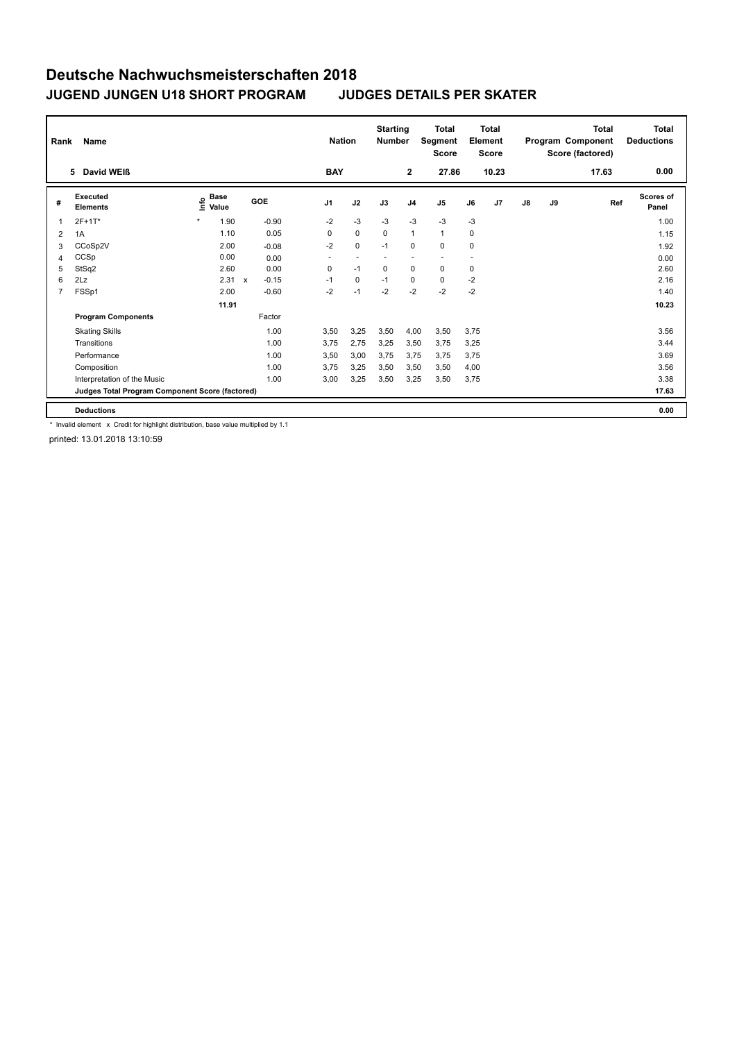# Deutsche Nachwuchsmeisterschaften 2018

## JUGEND JUNGEN U18 SHORT PROGRAM JUDGES DETAILS PER SKATER

| Rank | Name | Nation | Starting Number | Total Segment Score | Total Element Score | Total Program Component Score (factored) | Total Deductions |
|---|---|---|---|---|---|---|---|
| 5 | David WEIß | BAY | 2 | 27.86 | 10.23 | 17.63 | 0.00 |

| # | Executed Elements | Info | Base Value | | GOE | J1 | J2 | J3 | J4 | J5 | J6 | J7 | J8 | J9 | Ref | Scores of Panel |
|---|---|---|---|---|---|---|---|---|---|---|---|---|---|---|---|---|
| 1 | 2F+1T* | * | 1.90 | | -0.90 | -2 | -3 | -3 | -3 | -3 | -3 | | | | | 1.00 |
| 2 | 1A | | 1.10 | | 0.05 | 0 | 0 | 0 | 1 | 1 | 0 | | | | | 1.15 |
| 3 | CCoSp2V | | 2.00 | | -0.08 | -2 | 0 | -1 | 0 | 0 | 0 | | | | | 1.92 |
| 4 | CCSp | | 0.00 | | 0.00 | - | - | - | - | - | - | | | | | 0.00 |
| 5 | StSq2 | | 2.60 | | 0.00 | 0 | -1 | 0 | 0 | 0 | 0 | | | | | 2.60 |
| 6 | 2Lz | | 2.31 | x | -0.15 | -1 | 0 | -1 | 0 | 0 | -2 | | | | | 2.16 |
| 7 | FSSp1 | | 2.00 | | -0.60 | -2 | -1 | -2 | -2 | -2 | -2 | | | | | 1.40 |
| | | | 11.91 | | | | | | | | | | | | | 10.23 |
| | **Program Components** | | | | Factor | | | | | | | | | | | |
| | Skating Skills | | | | 1.00 | 3,50 | 3,25 | 3,50 | 4,00 | 3,50 | 3,75 | | | | | 3.56 |
| | Transitions | | | | 1.00 | 3,75 | 2,75 | 3,25 | 3,50 | 3,75 | 3,25 | | | | | 3.44 |
| | Performance | | | | 1.00 | 3,50 | 3,00 | 3,75 | 3,75 | 3,75 | 3,75 | | | | | 3.69 |
| | Composition | | | | 1.00 | 3,75 | 3,25 | 3,50 | 3,50 | 3,50 | 4,00 | | | | | 3.56 |
| | Interpretation of the Music | | | | 1.00 | 3,00 | 3,25 | 3,50 | 3,25 | 3,50 | 3,75 | | | | | 3.38 |
| | **Judges Total Program Component Score (factored)** | | | | | | | | | | | | | | | 17.63 |
| | **Deductions** | | | | | | | | | | | | | | | 0.00 |

\* Invalid element x Credit for highlight distribution, base value multiplied by 1.1

printed: 13.01.2018 13:10:59